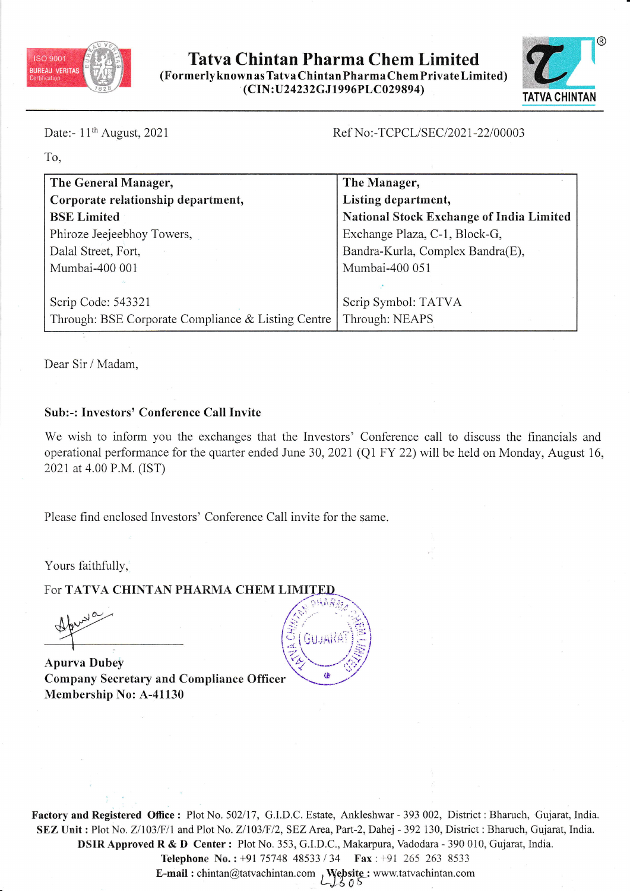# Tatva Chintan Pharma Chem Limited

**(Formerly known as Tatva Chintan Pharma Chem Private Limited)**
**(CIN:U24232GJ1996PLC029894)**

Date:- 11th August, 2021

Ref No:-TCPCL/SEC/2021-22/00003

To,

| **The General Manager,**<br>**Corporate relationship department,**<br>**BSE Limited**<br>Phiroze Jeejeebhoy Towers,<br>Dalal Street, Fort,<br>Mumbai-400 001<br><br>Scrip Code: 543321<br>Through: BSE Corporate Compliance & Listing Centre | **The Manager,**<br>**Listing department,**<br>**National Stock Exchange of India Limited**<br>Exchange Plaza, C-1, Block-G,<br>Bandra-Kurla, Complex Bandra(E),<br>Mumbai-400 051<br><br>Scrip Symbol: TATVA<br>Through: NEAPS |
|---|---|

Dear Sir / Madam,

**Sub:-: Investors' Conference Call Invite**

We wish to inform you the exchanges that the Investors' Conference call to discuss the financials and operational performance for the quarter ended June 30, 2021 (Q1 FY 22) will be held on Monday, August 16, 2021 at 4.00 P.M. (IST)

Please find enclosed Investors' Conference Call invite for the same.

Yours faithfully,

For **TATVA CHINTAN PHARMA CHEM LIMITED**

**Apurva Dubey**
**Company Secretary and Compliance Officer**
**Membership No: A-41130**

**Factory and Registered Office :** Plot No. 502/17, G.I.D.C. Estate, Ankleshwar - 393 002, District : Bharuch, Gujarat, India.
**SEZ Unit :** Plot No. Z/103/F/1 and Plot No. Z/103/F/2, SEZ Area, Part-2, Dahej - 392 130, District : Bharuch, Gujarat, India.
**DSIR Approved R & D Center :** Plot No. 353, G.I.D.C., Makarpura, Vadodara - 390 010, Gujarat, India.
**Telephone No. :** +91 75748 48533 / 34 **Fax :** +91 265 263 8533
**E-mail :** chintan@tatvachintan.com **Website :** www.tatvachintan.com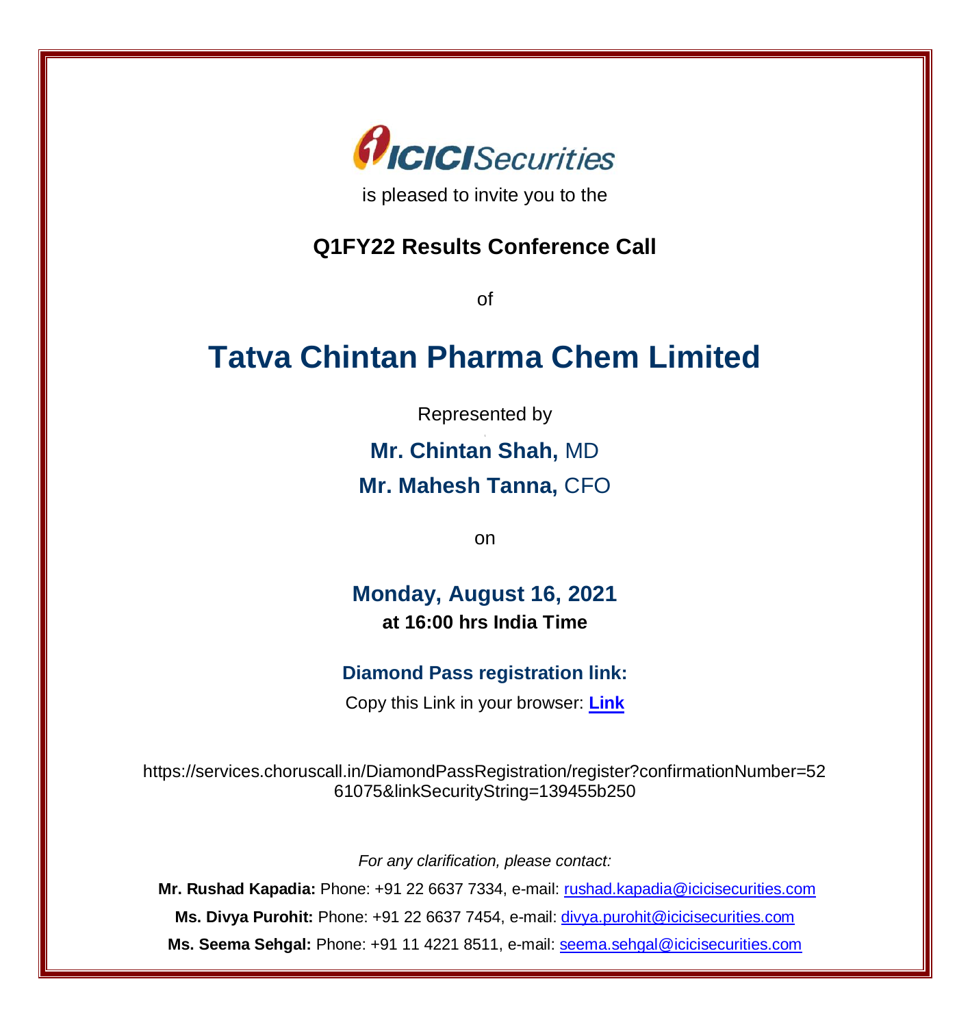ICICI Securities

is pleased to invite you to the

**Q1FY22 Results Conference Call**

of

# Tatva Chintan Pharma Chem Limited

Represented by

**Mr. Chintan Shah,** MD

**Mr. Mahesh Tanna,** CFO

on

**Monday, August 16, 2021**

**at 16:00 hrs India Time**

**Diamond Pass registration link:**

Copy this Link in your browser: **Link**

https://services.choruscall.in/DiamondPassRegistration/register?confirmationNumber=5261075&linkSecurityString=139455b250

*For any clarification, please contact:*

**Mr. Rushad Kapadia:** Phone: +91 22 6637 7334, e-mail: rushad.kapadia@icicisecurities.com

**Ms. Divya Purohit:** Phone: +91 22 6637 7454, e-mail: divya.purohit@icicisecurities.com

**Ms. Seema Sehgal:** Phone: +91 11 4221 8511, e-mail: seema.sehgal@icicisecurities.com